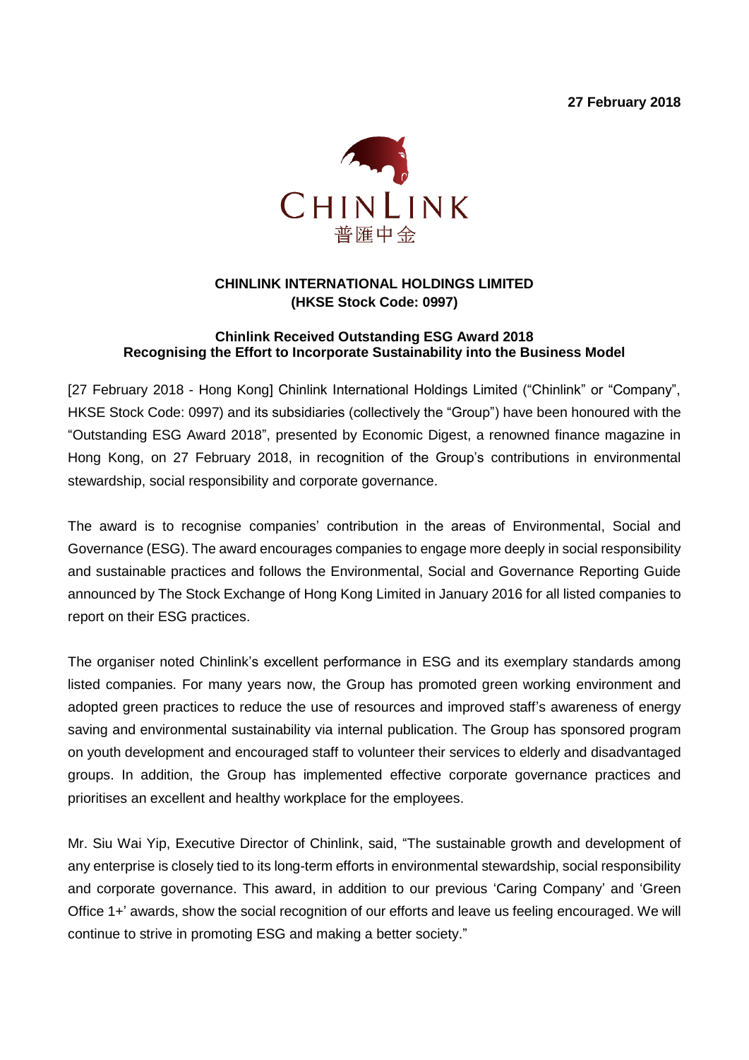**27 February 2018**

CHINLINK

普匯中金

**CHINLINK INTERNATIONAL HOLDINGS LIMITED**
**(HKSE Stock Code: 0997)**

**Chinlink Received Outstanding ESG Award 2018**
**Recognising the Effort to Incorporate Sustainability into the Business Model**

[27 February 2018 - Hong Kong] Chinlink International Holdings Limited ("Chinlink" or "Company", HKSE Stock Code: 0997) and its subsidiaries (collectively the "Group") have been honoured with the "Outstanding ESG Award 2018", presented by Economic Digest, a renowned finance magazine in Hong Kong, on 27 February 2018, in recognition of the Group's contributions in environmental stewardship, social responsibility and corporate governance.

The award is to recognise companies' contribution in the areas of Environmental, Social and Governance (ESG). The award encourages companies to engage more deeply in social responsibility and sustainable practices and follows the Environmental, Social and Governance Reporting Guide announced by The Stock Exchange of Hong Kong Limited in January 2016 for all listed companies to report on their ESG practices.

The organiser noted Chinlink's excellent performance in ESG and its exemplary standards among listed companies. For many years now, the Group has promoted green working environment and adopted green practices to reduce the use of resources and improved staff's awareness of energy saving and environmental sustainability via internal publication. The Group has sponsored program on youth development and encouraged staff to volunteer their services to elderly and disadvantaged groups. In addition, the Group has implemented effective corporate governance practices and prioritises an excellent and healthy workplace for the employees.

Mr. Siu Wai Yip, Executive Director of Chinlink, said, "The sustainable growth and development of any enterprise is closely tied to its long-term efforts in environmental stewardship, social responsibility and corporate governance. This award, in addition to our previous 'Caring Company' and 'Green Office 1+' awards, show the social recognition of our efforts and leave us feeling encouraged. We will continue to strive in promoting ESG and making a better society."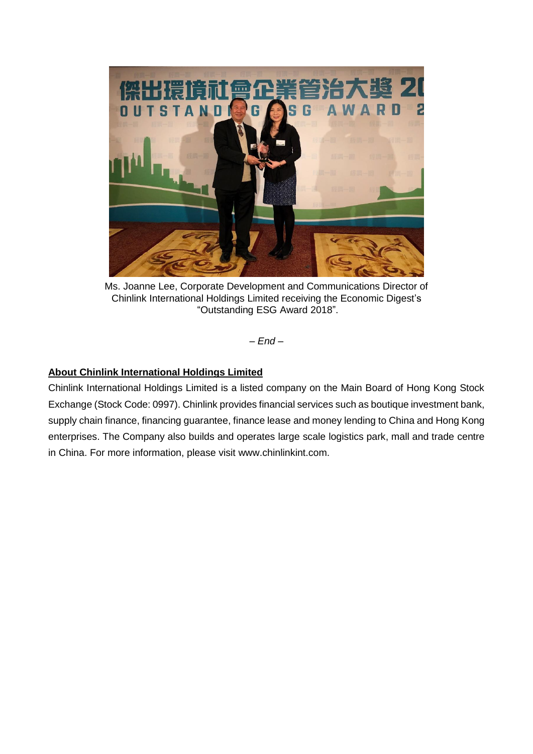Ms. Joanne Lee, Corporate Development and Communications Director of Chinlink International Holdings Limited receiving the Economic Digest's "Outstanding ESG Award 2018".

*– End –*

**About Chinlink International Holdings Limited**

Chinlink International Holdings Limited is a listed company on the Main Board of Hong Kong Stock Exchange (Stock Code: 0997). Chinlink provides financial services such as boutique investment bank, supply chain finance, financing guarantee, finance lease and money lending to China and Hong Kong enterprises. The Company also builds and operates large scale logistics park, mall and trade centre in China. For more information, please visit www.chinlinkint.com.